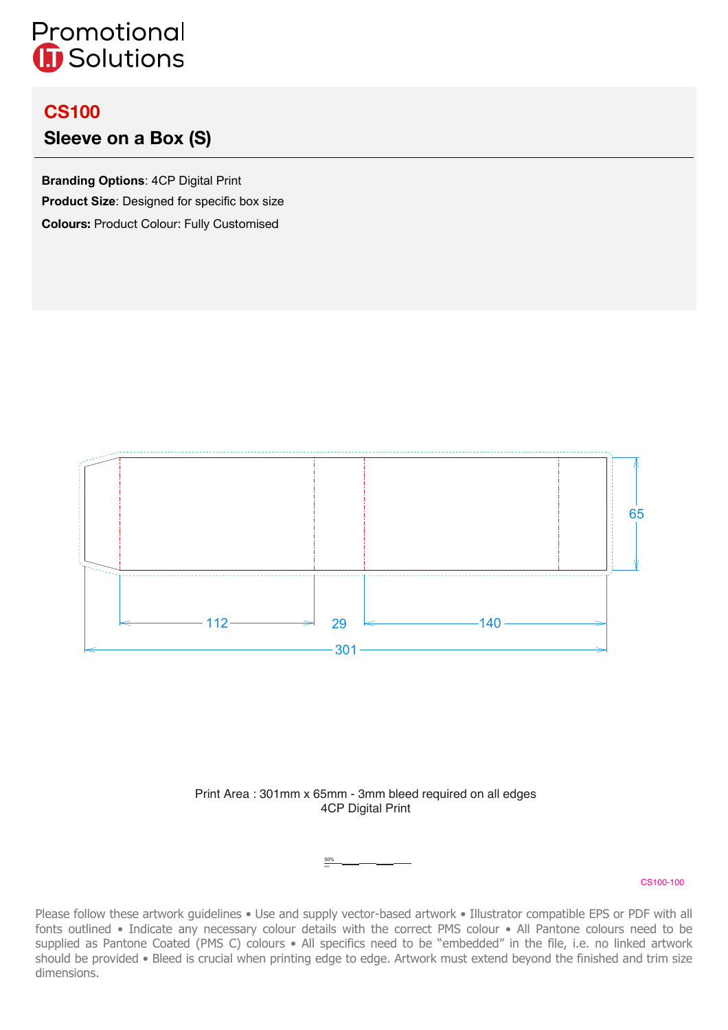Promotional
I.T Solutions

# CS100

## Sleeve on a Box (S)

**Branding Options**: 4CP Digital Print

**Product Size**: Designed for specific box size

**Colours:** Product Colour: Fully Customised

65

112 29 140

301

Print Area : 301mm x 65mm - 3mm bleed required on all edges
4CP Digital Print

CS100-100

Please follow these artwork guidelines • Use and supply vector-based artwork • Illustrator compatible EPS or PDF with all fonts outlined • Indicate any necessary colour details with the correct PMS colour • All Pantone colours need to be supplied as Pantone Coated (PMS C) colours • All specifics need to be "embedded" in the file, i.e. no linked artwork should be provided • Bleed is crucial when printing edge to edge. Artwork must extend beyond the finished and trim size dimensions.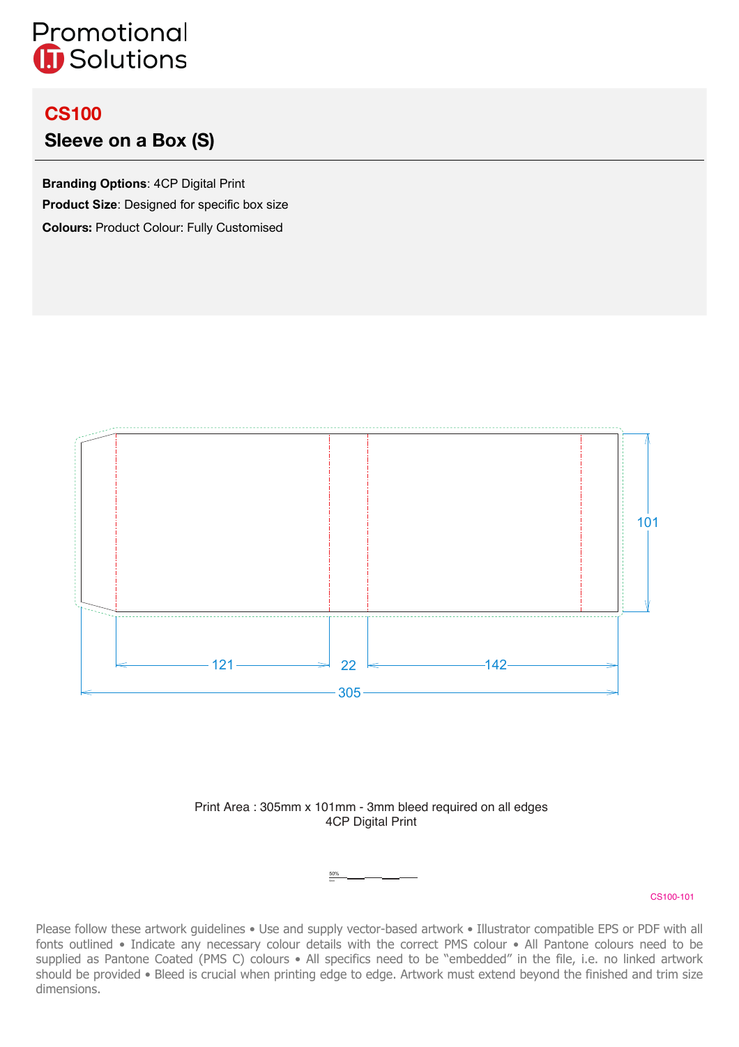Promotional
I.T Solutions

# CS100

## Sleeve on a Box (S)

**Branding Options**: 4CP Digital Print

**Product Size**: Designed for specific box size

**Colours:** Product Colour: Fully Customised

101

121 22 142

305

Print Area : 305mm x 101mm - 3mm bleed required on all edges
4CP Digital Print

CS100-101

Please follow these artwork guidelines • Use and supply vector-based artwork • Illustrator compatible EPS or PDF with all fonts outlined • Indicate any necessary colour details with the correct PMS colour • All Pantone colours need to be supplied as Pantone Coated (PMS C) colours • All specifics need to be “embedded” in the file, i.e. no linked artwork should be provided • Bleed is crucial when printing edge to edge. Artwork must extend beyond the finished and trim size dimensions.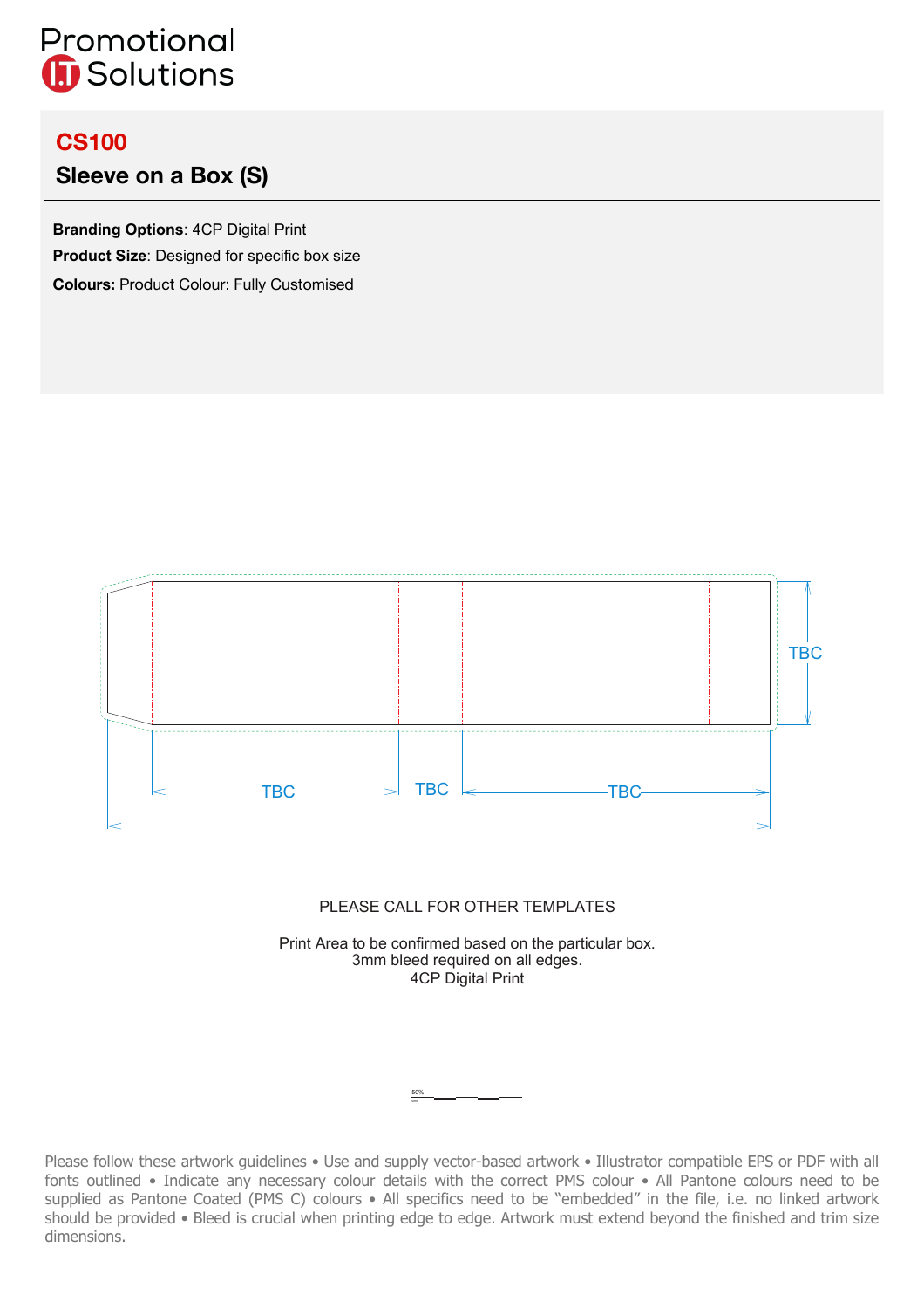Promotional
I.T Solutions

## CS100

## Sleeve on a Box (S)

**Branding Options**: 4CP Digital Print

**Product Size**: Designed for specific box size

**Colours:** Product Colour: Fully Customised

TBC

TBC

TBC

TBC

PLEASE CALL FOR OTHER TEMPLATES

Print Area to be confirmed based on the particular box.
3mm bleed required on all edges.
4CP Digital Print

Please follow these artwork guidelines • Use and supply vector-based artwork • Illustrator compatible EPS or PDF with all fonts outlined • Indicate any necessary colour details with the correct PMS colour • All Pantone colours need to be supplied as Pantone Coated (PMS C) colours • All specifics need to be "embedded" in the file, i.e. no linked artwork should be provided • Bleed is crucial when printing edge to edge. Artwork must extend beyond the finished and trim size dimensions.